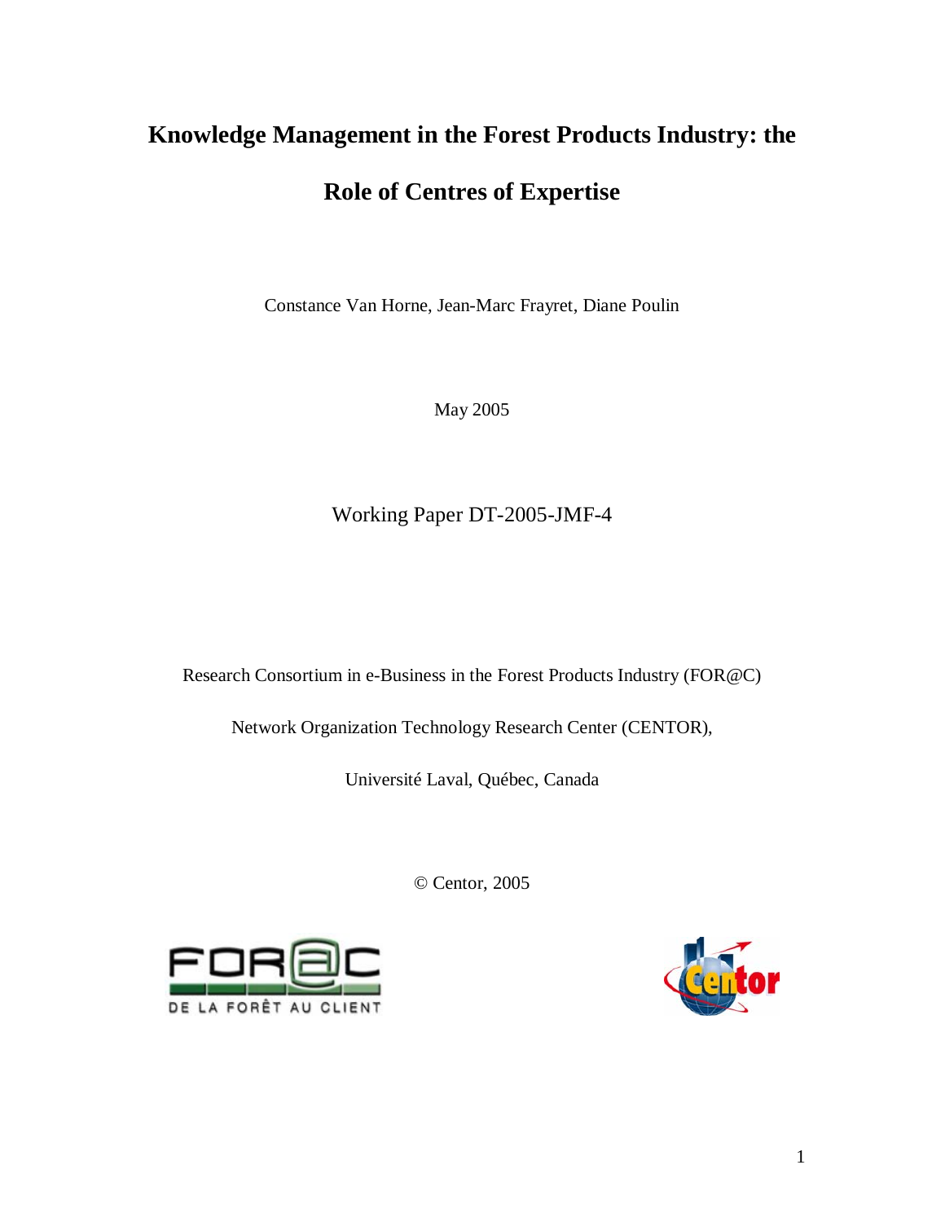# Knowledge Management in the Forest Products Industry: the Role of Centres of Expertise

Constance Van Horne, Jean-Marc Frayret, Diane Poulin

May 2005

Working Paper DT-2005-JMF-4

Research Consortium in e-Business in the Forest Products Industry (FOR@C)

Network Organization Technology Research Center (CENTOR),

Université Laval, Québec, Canada

© Centor, 2005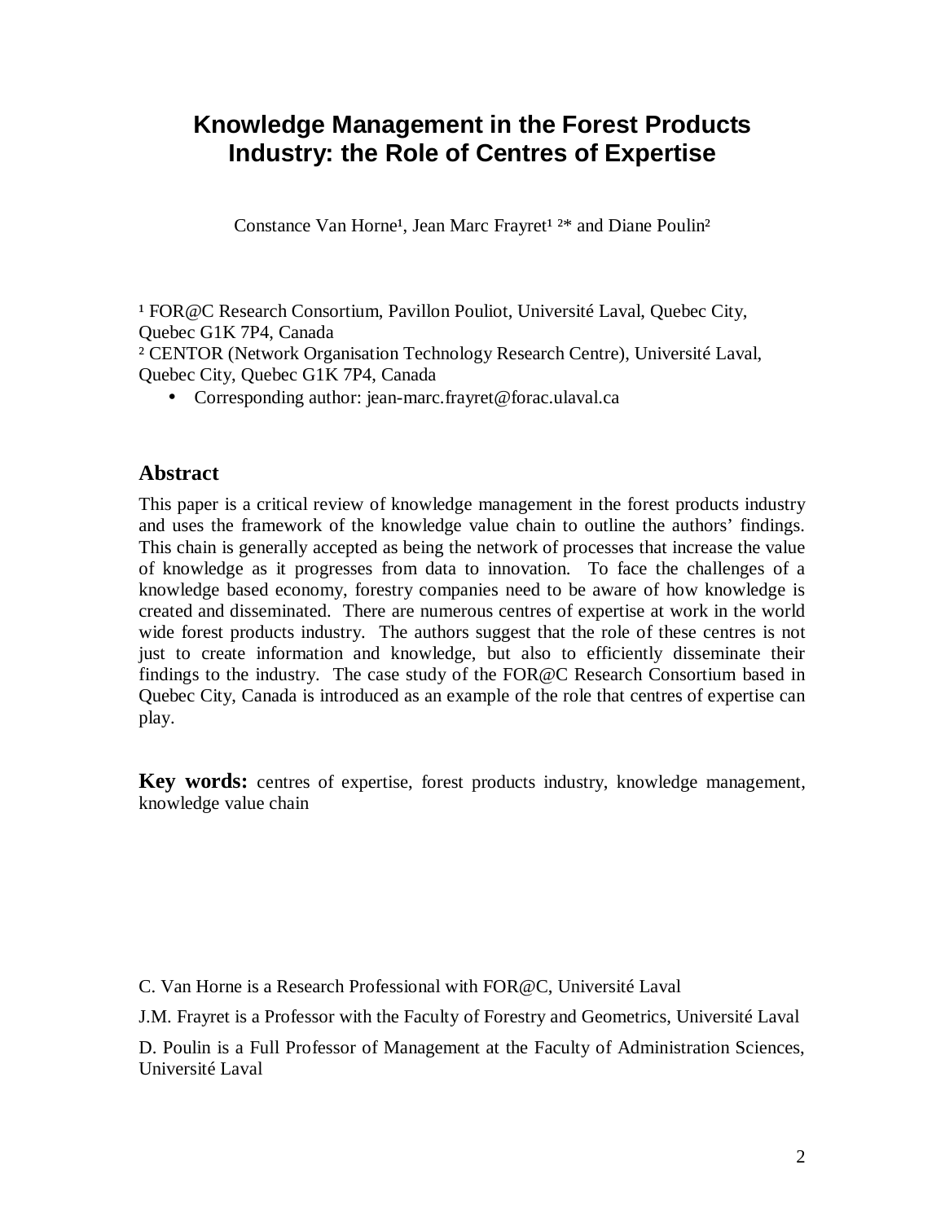# Knowledge Management in the Forest Products Industry: the Role of Centres of Expertise

Constance Van Horne[1], Jean Marc Frayret[1,2]* and Diane Poulin[2]

[1] FOR@C Research Consortium, Pavillon Pouliot, Université Laval, Quebec City, Quebec G1K 7P4, Canada

[2] CENTOR (Network Organisation Technology Research Centre), Université Laval, Quebec City, Quebec G1K 7P4, Canada

- Corresponding author: jean-marc.frayret@forac.ulaval.ca

## Abstract

This paper is a critical review of knowledge management in the forest products industry and uses the framework of the knowledge value chain to outline the authors' findings. This chain is generally accepted as being the network of processes that increase the value of knowledge as it progresses from data to innovation. To face the challenges of a knowledge based economy, forestry companies need to be aware of how knowledge is created and disseminated. There are numerous centres of expertise at work in the world wide forest products industry. The authors suggest that the role of these centres is not just to create information and knowledge, but also to efficiently disseminate their findings to the industry. The case study of the FOR@C Research Consortium based in Quebec City, Canada is introduced as an example of the role that centres of expertise can play.

**Key words:** centres of expertise, forest products industry, knowledge management, knowledge value chain

C. Van Horne is a Research Professional with FOR@C, Université Laval

J.M. Frayret is a Professor with the Faculty of Forestry and Geometrics, Université Laval

D. Poulin is a Full Professor of Management at the Faculty of Administration Sciences, Université Laval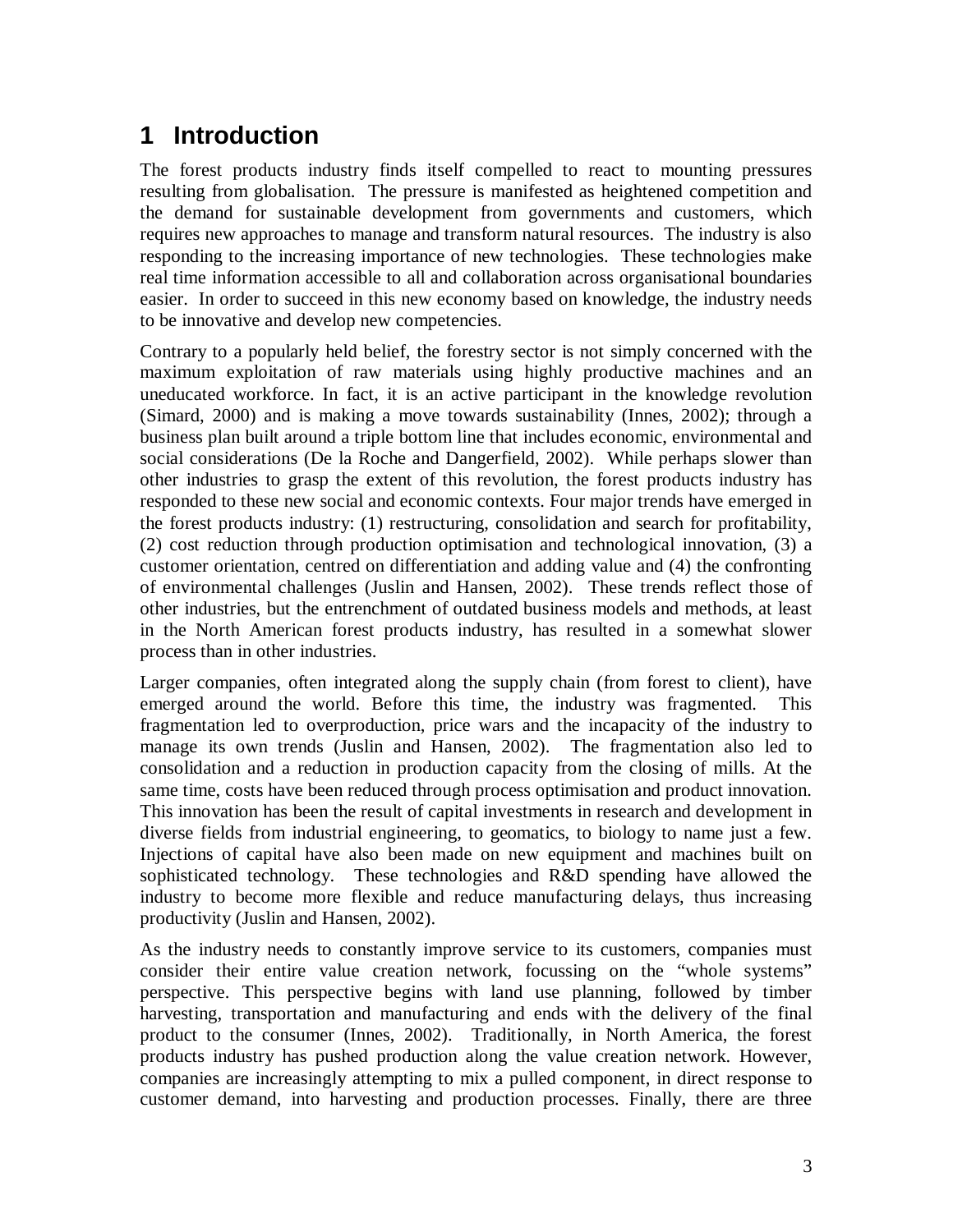# 1 Introduction

The forest products industry finds itself compelled to react to mounting pressures resulting from globalisation. The pressure is manifested as heightened competition and the demand for sustainable development from governments and customers, which requires new approaches to manage and transform natural resources. The industry is also responding to the increasing importance of new technologies. These technologies make real time information accessible to all and collaboration across organisational boundaries easier. In order to succeed in this new economy based on knowledge, the industry needs to be innovative and develop new competencies.

Contrary to a popularly held belief, the forestry sector is not simply concerned with the maximum exploitation of raw materials using highly productive machines and an uneducated workforce. In fact, it is an active participant in the knowledge revolution (Simard, 2000) and is making a move towards sustainability (Innes, 2002); through a business plan built around a triple bottom line that includes economic, environmental and social considerations (De la Roche and Dangerfield, 2002). While perhaps slower than other industries to grasp the extent of this revolution, the forest products industry has responded to these new social and economic contexts. Four major trends have emerged in the forest products industry: (1) restructuring, consolidation and search for profitability, (2) cost reduction through production optimisation and technological innovation, (3) a customer orientation, centred on differentiation and adding value and (4) the confronting of environmental challenges (Juslin and Hansen, 2002). These trends reflect those of other industries, but the entrenchment of outdated business models and methods, at least in the North American forest products industry, has resulted in a somewhat slower process than in other industries.

Larger companies, often integrated along the supply chain (from forest to client), have emerged around the world. Before this time, the industry was fragmented. This fragmentation led to overproduction, price wars and the incapacity of the industry to manage its own trends (Juslin and Hansen, 2002). The fragmentation also led to consolidation and a reduction in production capacity from the closing of mills. At the same time, costs have been reduced through process optimisation and product innovation. This innovation has been the result of capital investments in research and development in diverse fields from industrial engineering, to geomatics, to biology to name just a few. Injections of capital have also been made on new equipment and machines built on sophisticated technology. These technologies and R&D spending have allowed the industry to become more flexible and reduce manufacturing delays, thus increasing productivity (Juslin and Hansen, 2002).

As the industry needs to constantly improve service to its customers, companies must consider their entire value creation network, focussing on the "whole systems" perspective. This perspective begins with land use planning, followed by timber harvesting, transportation and manufacturing and ends with the delivery of the final product to the consumer (Innes, 2002). Traditionally, in North America, the forest products industry has pushed production along the value creation network. However, companies are increasingly attempting to mix a pulled component, in direct response to customer demand, into harvesting and production processes. Finally, there are three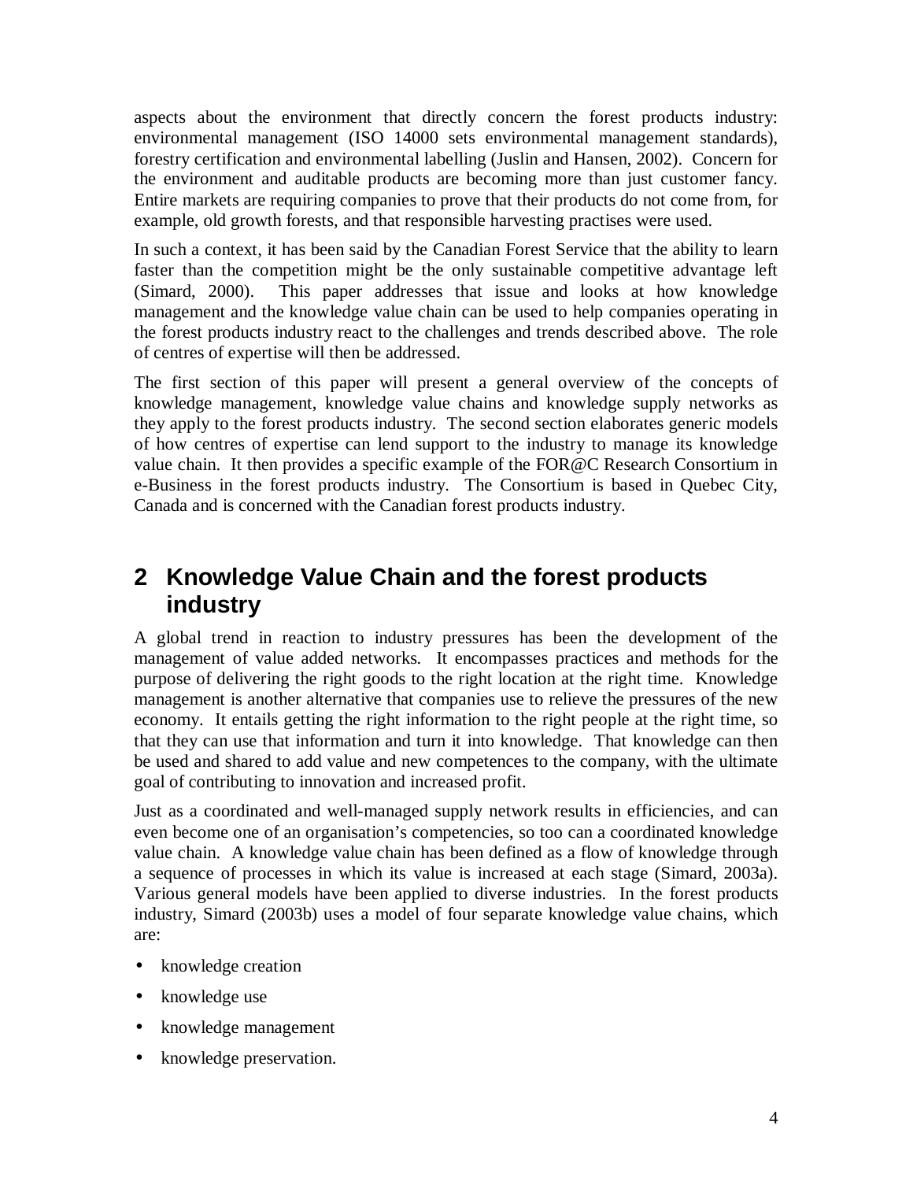aspects about the environment that directly concern the forest products industry: environmental management (ISO 14000 sets environmental management standards), forestry certification and environmental labelling (Juslin and Hansen, 2002). Concern for the environment and auditable products are becoming more than just customer fancy. Entire markets are requiring companies to prove that their products do not come from, for example, old growth forests, and that responsible harvesting practises were used.

In such a context, it has been said by the Canadian Forest Service that the ability to learn faster than the competition might be the only sustainable competitive advantage left (Simard, 2000). This paper addresses that issue and looks at how knowledge management and the knowledge value chain can be used to help companies operating in the forest products industry react to the challenges and trends described above. The role of centres of expertise will then be addressed.

The first section of this paper will present a general overview of the concepts of knowledge management, knowledge value chains and knowledge supply networks as they apply to the forest products industry. The second section elaborates generic models of how centres of expertise can lend support to the industry to manage its knowledge value chain. It then provides a specific example of the FOR@C Research Consortium in e-Business in the forest products industry. The Consortium is based in Quebec City, Canada and is concerned with the Canadian forest products industry.

# 2 Knowledge Value Chain and the forest products industry

A global trend in reaction to industry pressures has been the development of the management of value added networks. It encompasses practices and methods for the purpose of delivering the right goods to the right location at the right time. Knowledge management is another alternative that companies use to relieve the pressures of the new economy. It entails getting the right information to the right people at the right time, so that they can use that information and turn it into knowledge. That knowledge can then be used and shared to add value and new competences to the company, with the ultimate goal of contributing to innovation and increased profit.

Just as a coordinated and well-managed supply network results in efficiencies, and can even become one of an organisation's competencies, so too can a coordinated knowledge value chain. A knowledge value chain has been defined as a flow of knowledge through a sequence of processes in which its value is increased at each stage (Simard, 2003a). Various general models have been applied to diverse industries. In the forest products industry, Simard (2003b) uses a model of four separate knowledge value chains, which are:

- knowledge creation
- knowledge use
- knowledge management
- knowledge preservation.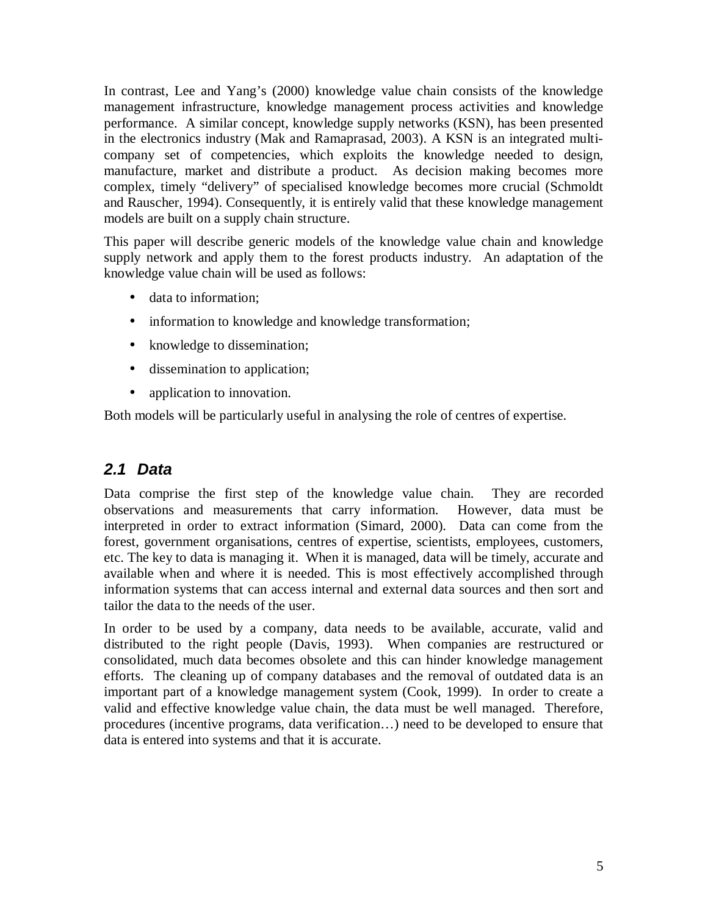In contrast, Lee and Yang's (2000) knowledge value chain consists of the knowledge management infrastructure, knowledge management process activities and knowledge performance. A similar concept, knowledge supply networks (KSN), has been presented in the electronics industry (Mak and Ramaprasad, 2003). A KSN is an integrated multi-company set of competencies, which exploits the knowledge needed to design, manufacture, market and distribute a product. As decision making becomes more complex, timely "delivery" of specialised knowledge becomes more crucial (Schmoldt and Rauscher, 1994). Consequently, it is entirely valid that these knowledge management models are built on a supply chain structure.

This paper will describe generic models of the knowledge value chain and knowledge supply network and apply them to the forest products industry. An adaptation of the knowledge value chain will be used as follows:

- data to information;
- information to knowledge and knowledge transformation;
- knowledge to dissemination;
- dissemination to application;
- application to innovation.

Both models will be particularly useful in analysing the role of centres of expertise.

## *2.1 Data*

Data comprise the first step of the knowledge value chain. They are recorded observations and measurements that carry information. However, data must be interpreted in order to extract information (Simard, 2000). Data can come from the forest, government organisations, centres of expertise, scientists, employees, customers, etc. The key to data is managing it. When it is managed, data will be timely, accurate and available when and where it is needed. This is most effectively accomplished through information systems that can access internal and external data sources and then sort and tailor the data to the needs of the user.

In order to be used by a company, data needs to be available, accurate, valid and distributed to the right people (Davis, 1993). When companies are restructured or consolidated, much data becomes obsolete and this can hinder knowledge management efforts. The cleaning up of company databases and the removal of outdated data is an important part of a knowledge management system (Cook, 1999). In order to create a valid and effective knowledge value chain, the data must be well managed. Therefore, procedures (incentive programs, data verification…) need to be developed to ensure that data is entered into systems and that it is accurate.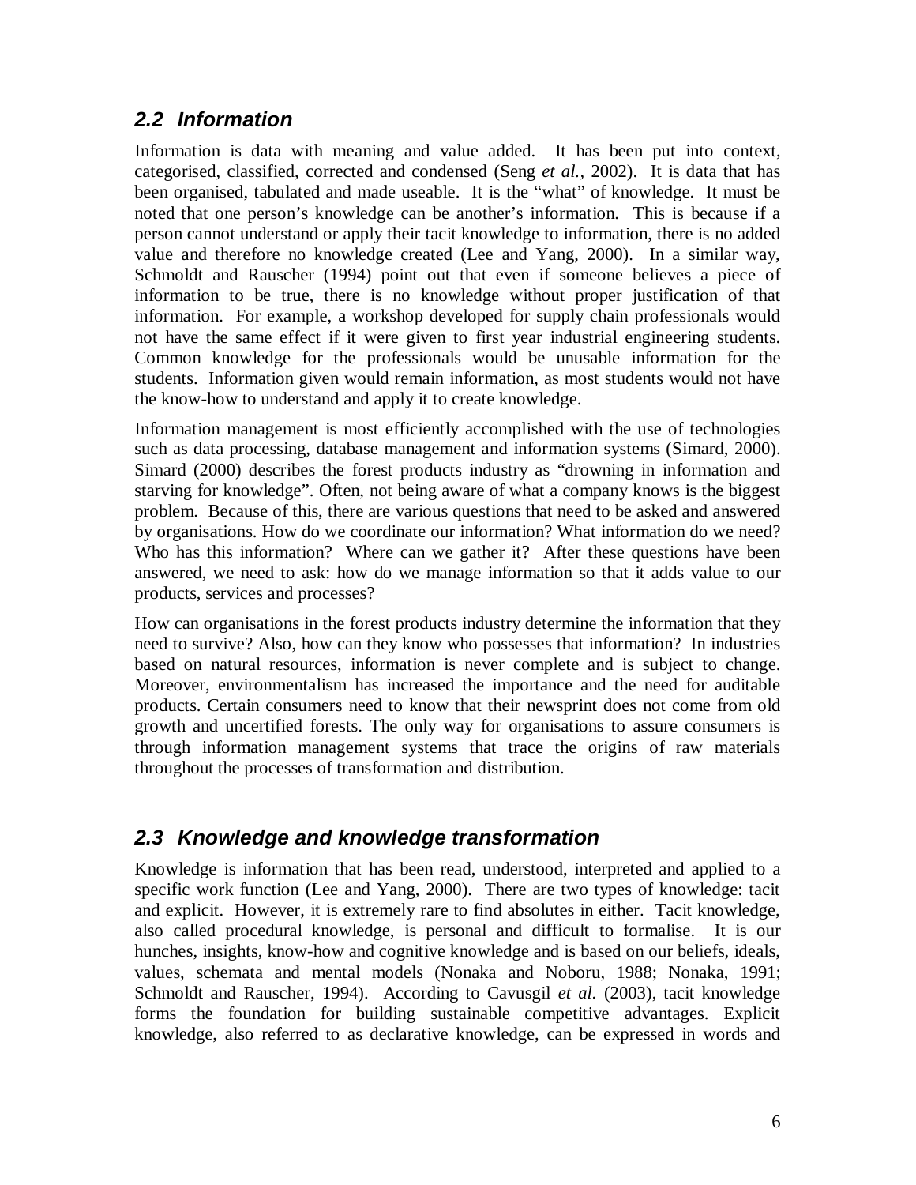## 2.2 Information

Information is data with meaning and value added. It has been put into context, categorised, classified, corrected and condensed (Seng *et al.*, 2002). It is data that has been organised, tabulated and made useable. It is the "what" of knowledge. It must be noted that one person's knowledge can be another's information. This is because if a person cannot understand or apply their tacit knowledge to information, there is no added value and therefore no knowledge created (Lee and Yang, 2000). In a similar way, Schmoldt and Rauscher (1994) point out that even if someone believes a piece of information to be true, there is no knowledge without proper justification of that information. For example, a workshop developed for supply chain professionals would not have the same effect if it were given to first year industrial engineering students. Common knowledge for the professionals would be unusable information for the students. Information given would remain information, as most students would not have the know-how to understand and apply it to create knowledge.

Information management is most efficiently accomplished with the use of technologies such as data processing, database management and information systems (Simard, 2000). Simard (2000) describes the forest products industry as "drowning in information and starving for knowledge". Often, not being aware of what a company knows is the biggest problem. Because of this, there are various questions that need to be asked and answered by organisations. How do we coordinate our information? What information do we need? Who has this information? Where can we gather it? After these questions have been answered, we need to ask: how do we manage information so that it adds value to our products, services and processes?

How can organisations in the forest products industry determine the information that they need to survive? Also, how can they know who possesses that information? In industries based on natural resources, information is never complete and is subject to change. Moreover, environmentalism has increased the importance and the need for auditable products. Certain consumers need to know that their newsprint does not come from old growth and uncertified forests. The only way for organisations to assure consumers is through information management systems that trace the origins of raw materials throughout the processes of transformation and distribution.

## 2.3 Knowledge and knowledge transformation

Knowledge is information that has been read, understood, interpreted and applied to a specific work function (Lee and Yang, 2000). There are two types of knowledge: tacit and explicit. However, it is extremely rare to find absolutes in either. Tacit knowledge, also called procedural knowledge, is personal and difficult to formalise. It is our hunches, insights, know-how and cognitive knowledge and is based on our beliefs, ideals, values, schemata and mental models (Nonaka and Noboru, 1988; Nonaka, 1991; Schmoldt and Rauscher, 1994). According to Cavusgil *et al.* (2003), tacit knowledge forms the foundation for building sustainable competitive advantages. Explicit knowledge, also referred to as declarative knowledge, can be expressed in words and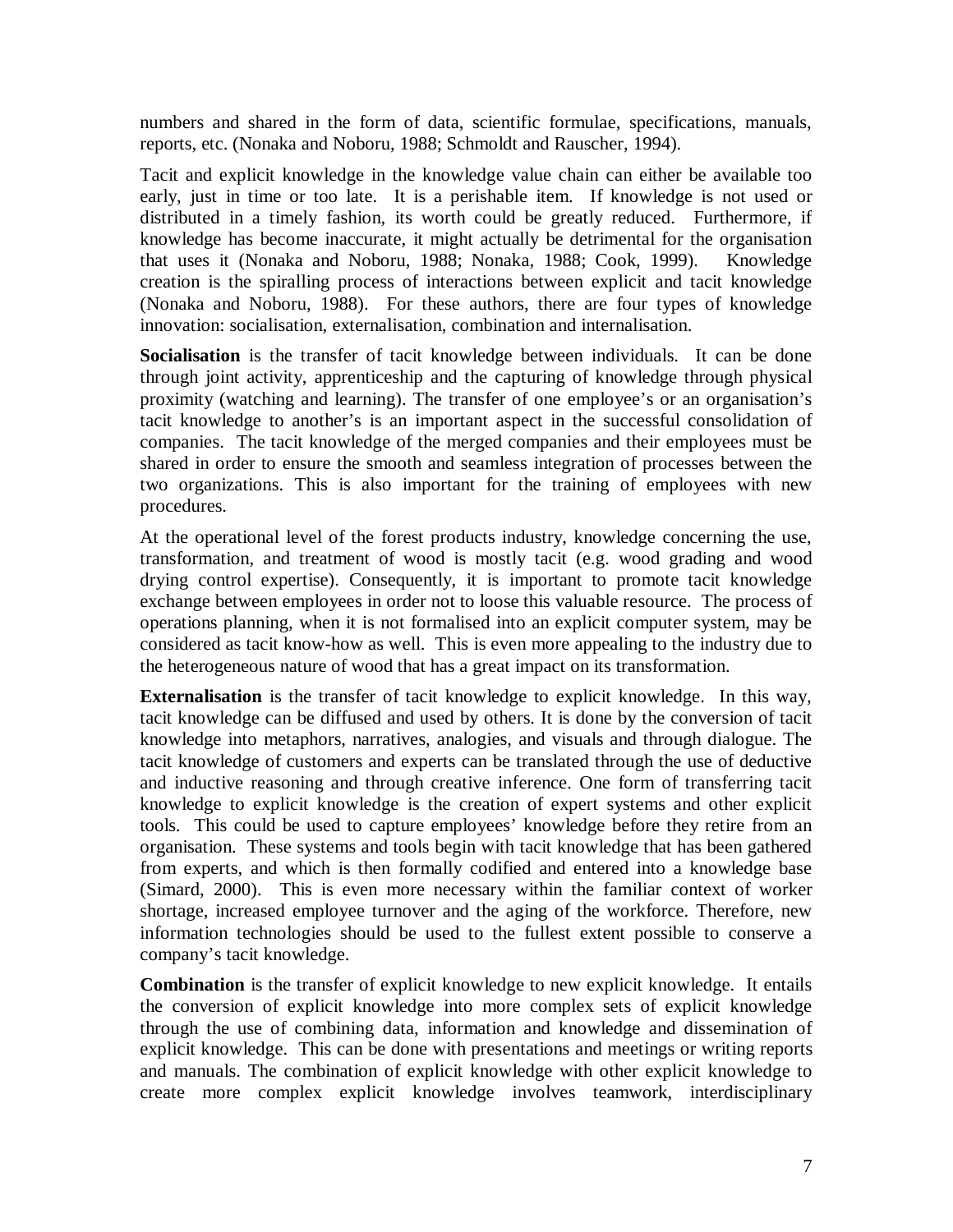numbers and shared in the form of data, scientific formulae, specifications, manuals, reports, etc. (Nonaka and Noboru, 1988; Schmoldt and Rauscher, 1994).

Tacit and explicit knowledge in the knowledge value chain can either be available too early, just in time or too late. It is a perishable item. If knowledge is not used or distributed in a timely fashion, its worth could be greatly reduced. Furthermore, if knowledge has become inaccurate, it might actually be detrimental for the organisation that uses it (Nonaka and Noboru, 1988; Nonaka, 1988; Cook, 1999). Knowledge creation is the spiralling process of interactions between explicit and tacit knowledge (Nonaka and Noboru, 1988). For these authors, there are four types of knowledge innovation: socialisation, externalisation, combination and internalisation.

**Socialisation** is the transfer of tacit knowledge between individuals. It can be done through joint activity, apprenticeship and the capturing of knowledge through physical proximity (watching and learning). The transfer of one employee's or an organisation's tacit knowledge to another's is an important aspect in the successful consolidation of companies. The tacit knowledge of the merged companies and their employees must be shared in order to ensure the smooth and seamless integration of processes between the two organizations. This is also important for the training of employees with new procedures.

At the operational level of the forest products industry, knowledge concerning the use, transformation, and treatment of wood is mostly tacit (e.g. wood grading and wood drying control expertise). Consequently, it is important to promote tacit knowledge exchange between employees in order not to loose this valuable resource. The process of operations planning, when it is not formalised into an explicit computer system, may be considered as tacit know-how as well. This is even more appealing to the industry due to the heterogeneous nature of wood that has a great impact on its transformation.

**Externalisation** is the transfer of tacit knowledge to explicit knowledge. In this way, tacit knowledge can be diffused and used by others. It is done by the conversion of tacit knowledge into metaphors, narratives, analogies, and visuals and through dialogue. The tacit knowledge of customers and experts can be translated through the use of deductive and inductive reasoning and through creative inference. One form of transferring tacit knowledge to explicit knowledge is the creation of expert systems and other explicit tools. This could be used to capture employees' knowledge before they retire from an organisation. These systems and tools begin with tacit knowledge that has been gathered from experts, and which is then formally codified and entered into a knowledge base (Simard, 2000). This is even more necessary within the familiar context of worker shortage, increased employee turnover and the aging of the workforce. Therefore, new information technologies should be used to the fullest extent possible to conserve a company's tacit knowledge.

**Combination** is the transfer of explicit knowledge to new explicit knowledge. It entails the conversion of explicit knowledge into more complex sets of explicit knowledge through the use of combining data, information and knowledge and dissemination of explicit knowledge. This can be done with presentations and meetings or writing reports and manuals. The combination of explicit knowledge with other explicit knowledge to create more complex explicit knowledge involves teamwork, interdisciplinary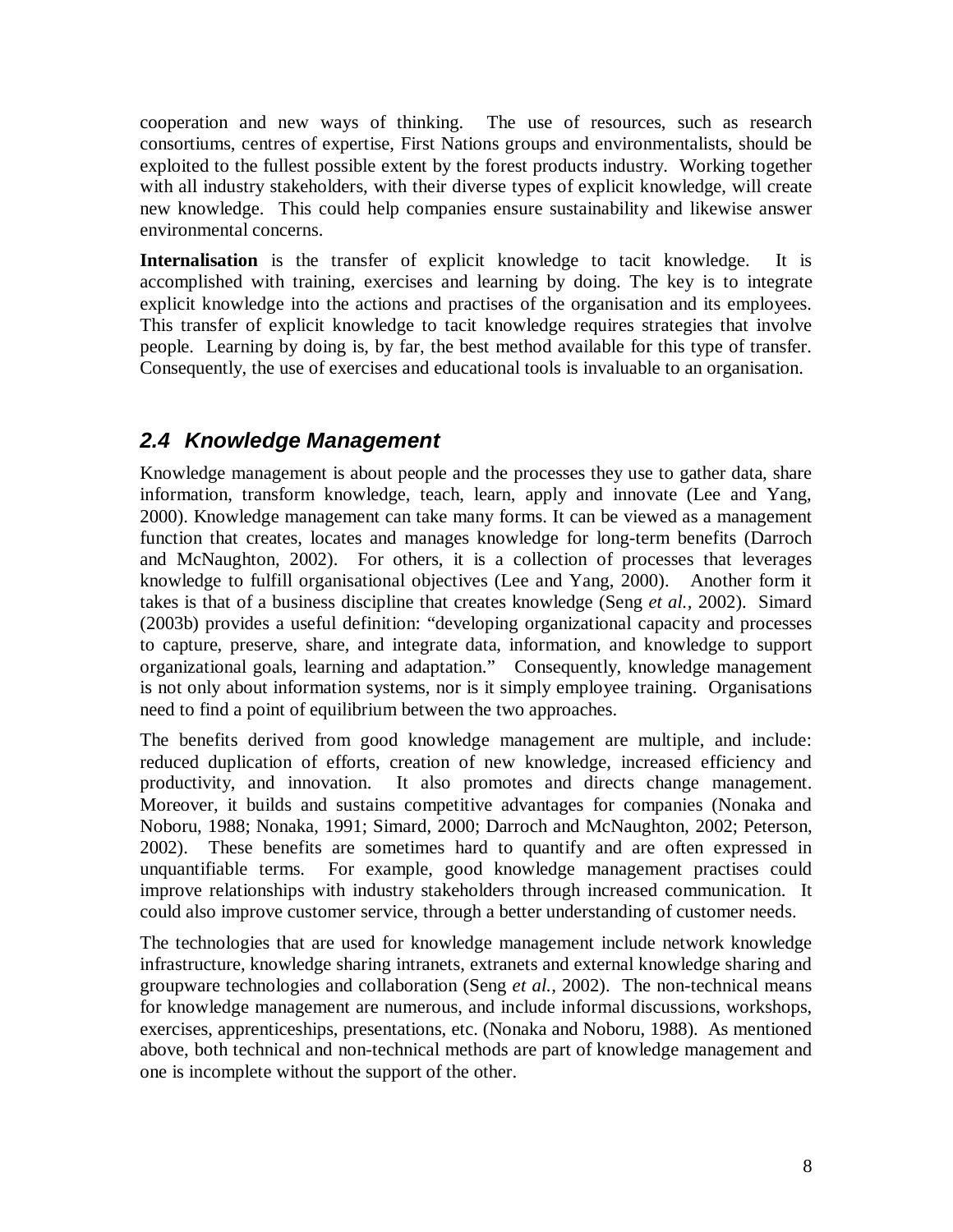cooperation and new ways of thinking. The use of resources, such as research consortiums, centres of expertise, First Nations groups and environmentalists, should be exploited to the fullest possible extent by the forest products industry. Working together with all industry stakeholders, with their diverse types of explicit knowledge, will create new knowledge. This could help companies ensure sustainability and likewise answer environmental concerns.

**Internalisation** is the transfer of explicit knowledge to tacit knowledge. It is accomplished with training, exercises and learning by doing. The key is to integrate explicit knowledge into the actions and practises of the organisation and its employees. This transfer of explicit knowledge to tacit knowledge requires strategies that involve people. Learning by doing is, by far, the best method available for this type of transfer. Consequently, the use of exercises and educational tools is invaluable to an organisation.

## *2.4 Knowledge Management*

Knowledge management is about people and the processes they use to gather data, share information, transform knowledge, teach, learn, apply and innovate (Lee and Yang, 2000). Knowledge management can take many forms. It can be viewed as a management function that creates, locates and manages knowledge for long-term benefits (Darroch and McNaughton, 2002). For others, it is a collection of processes that leverages knowledge to fulfill organisational objectives (Lee and Yang, 2000). Another form it takes is that of a business discipline that creates knowledge (Seng *et al.*, 2002). Simard (2003b) provides a useful definition: "developing organizational capacity and processes to capture, preserve, share, and integrate data, information, and knowledge to support organizational goals, learning and adaptation." Consequently, knowledge management is not only about information systems, nor is it simply employee training. Organisations need to find a point of equilibrium between the two approaches.

The benefits derived from good knowledge management are multiple, and include: reduced duplication of efforts, creation of new knowledge, increased efficiency and productivity, and innovation. It also promotes and directs change management. Moreover, it builds and sustains competitive advantages for companies (Nonaka and Noboru, 1988; Nonaka, 1991; Simard, 2000; Darroch and McNaughton, 2002; Peterson, 2002). These benefits are sometimes hard to quantify and are often expressed in unquantifiable terms. For example, good knowledge management practises could improve relationships with industry stakeholders through increased communication. It could also improve customer service, through a better understanding of customer needs.

The technologies that are used for knowledge management include network knowledge infrastructure, knowledge sharing intranets, extranets and external knowledge sharing and groupware technologies and collaboration (Seng *et al.*, 2002). The non-technical means for knowledge management are numerous, and include informal discussions, workshops, exercises, apprenticeships, presentations, etc. (Nonaka and Noboru, 1988). As mentioned above, both technical and non-technical methods are part of knowledge management and one is incomplete without the support of the other.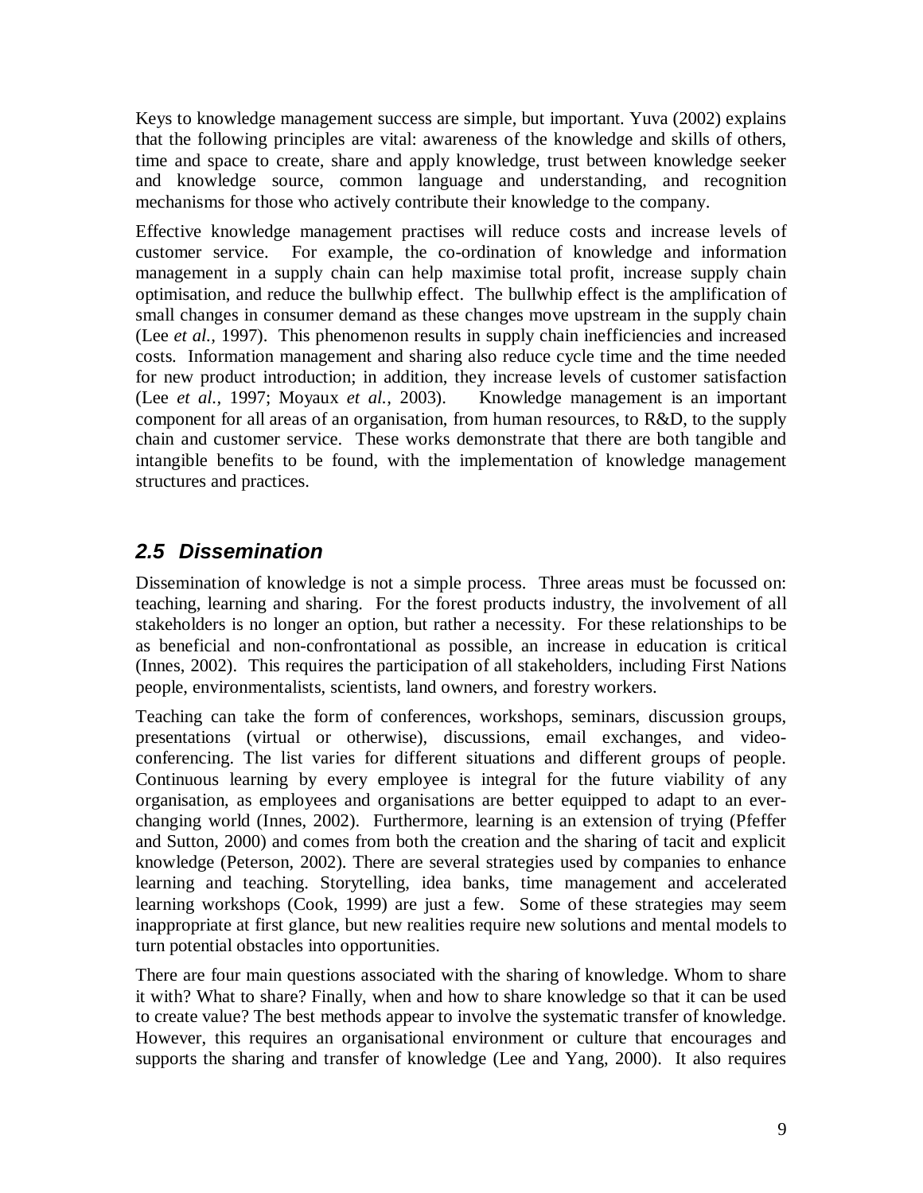Keys to knowledge management success are simple, but important. Yuva (2002) explains that the following principles are vital: awareness of the knowledge and skills of others, time and space to create, share and apply knowledge, trust between knowledge seeker and knowledge source, common language and understanding, and recognition mechanisms for those who actively contribute their knowledge to the company.

Effective knowledge management practises will reduce costs and increase levels of customer service. For example, the co-ordination of knowledge and information management in a supply chain can help maximise total profit, increase supply chain optimisation, and reduce the bullwhip effect. The bullwhip effect is the amplification of small changes in consumer demand as these changes move upstream in the supply chain (Lee *et al.*, 1997). This phenomenon results in supply chain inefficiencies and increased costs. Information management and sharing also reduce cycle time and the time needed for new product introduction; in addition, they increase levels of customer satisfaction (Lee *et al.*, 1997; Moyaux *et al.*, 2003). Knowledge management is an important component for all areas of an organisation, from human resources, to R&D, to the supply chain and customer service. These works demonstrate that there are both tangible and intangible benefits to be found, with the implementation of knowledge management structures and practices.

## 2.5 Dissemination

Dissemination of knowledge is not a simple process. Three areas must be focussed on: teaching, learning and sharing. For the forest products industry, the involvement of all stakeholders is no longer an option, but rather a necessity. For these relationships to be as beneficial and non-confrontational as possible, an increase in education is critical (Innes, 2002). This requires the participation of all stakeholders, including First Nations people, environmentalists, scientists, land owners, and forestry workers.

Teaching can take the form of conferences, workshops, seminars, discussion groups, presentations (virtual or otherwise), discussions, email exchanges, and video-conferencing. The list varies for different situations and different groups of people. Continuous learning by every employee is integral for the future viability of any organisation, as employees and organisations are better equipped to adapt to an ever-changing world (Innes, 2002). Furthermore, learning is an extension of trying (Pfeffer and Sutton, 2000) and comes from both the creation and the sharing of tacit and explicit knowledge (Peterson, 2002). There are several strategies used by companies to enhance learning and teaching. Storytelling, idea banks, time management and accelerated learning workshops (Cook, 1999) are just a few. Some of these strategies may seem inappropriate at first glance, but new realities require new solutions and mental models to turn potential obstacles into opportunities.

There are four main questions associated with the sharing of knowledge. Whom to share it with? What to share? Finally, when and how to share knowledge so that it can be used to create value? The best methods appear to involve the systematic transfer of knowledge. However, this requires an organisational environment or culture that encourages and supports the sharing and transfer of knowledge (Lee and Yang, 2000). It also requires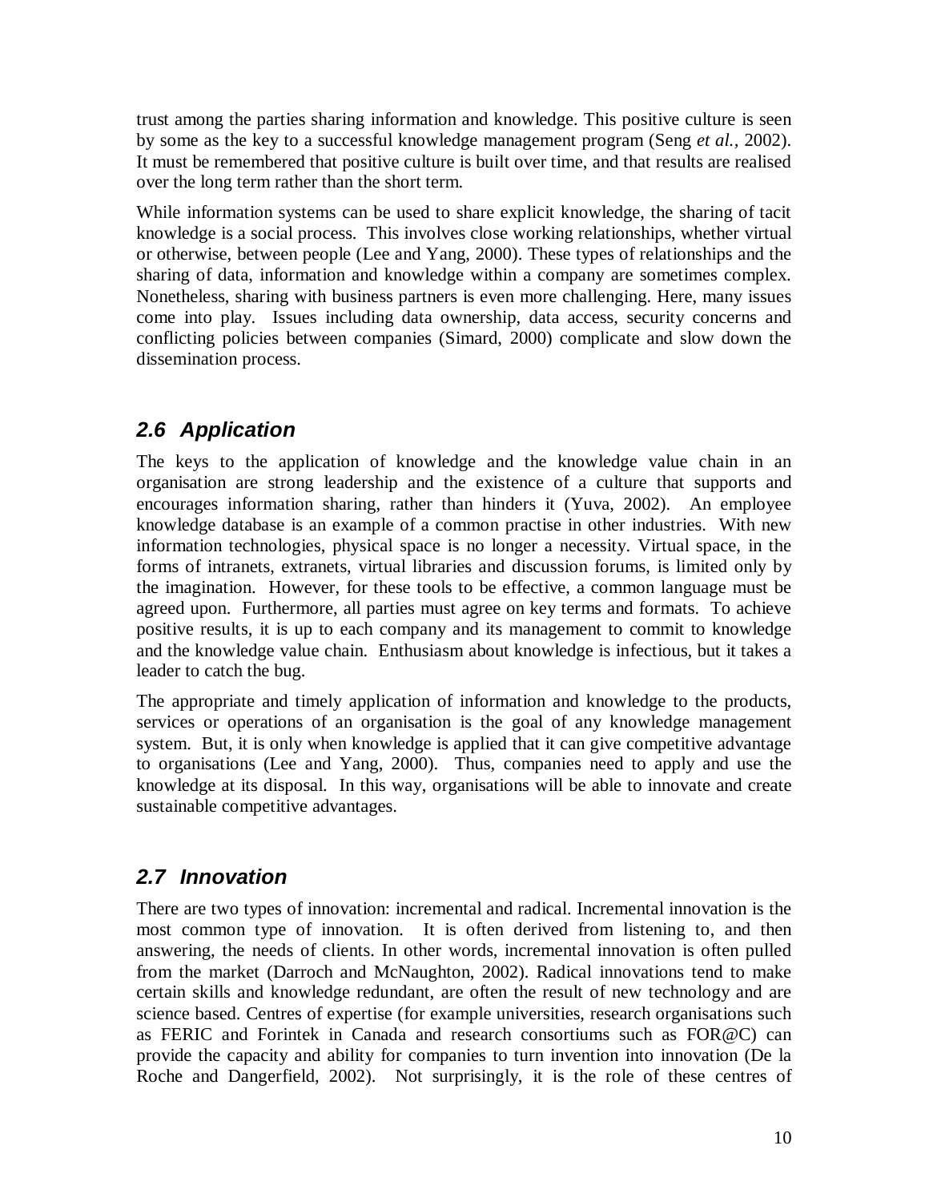trust among the parties sharing information and knowledge. This positive culture is seen by some as the key to a successful knowledge management program (Seng *et al.,* 2002). It must be remembered that positive culture is built over time, and that results are realised over the long term rather than the short term.

While information systems can be used to share explicit knowledge, the sharing of tacit knowledge is a social process. This involves close working relationships, whether virtual or otherwise, between people (Lee and Yang, 2000). These types of relationships and the sharing of data, information and knowledge within a company are sometimes complex. Nonetheless, sharing with business partners is even more challenging. Here, many issues come into play. Issues including data ownership, data access, security concerns and conflicting policies between companies (Simard, 2000) complicate and slow down the dissemination process.

## *2.6 Application*

The keys to the application of knowledge and the knowledge value chain in an organisation are strong leadership and the existence of a culture that supports and encourages information sharing, rather than hinders it (Yuva, 2002). An employee knowledge database is an example of a common practise in other industries. With new information technologies, physical space is no longer a necessity. Virtual space, in the forms of intranets, extranets, virtual libraries and discussion forums, is limited only by the imagination. However, for these tools to be effective, a common language must be agreed upon. Furthermore, all parties must agree on key terms and formats. To achieve positive results, it is up to each company and its management to commit to knowledge and the knowledge value chain. Enthusiasm about knowledge is infectious, but it takes a leader to catch the bug.

The appropriate and timely application of information and knowledge to the products, services or operations of an organisation is the goal of any knowledge management system. But, it is only when knowledge is applied that it can give competitive advantage to organisations (Lee and Yang, 2000). Thus, companies need to apply and use the knowledge at its disposal. In this way, organisations will be able to innovate and create sustainable competitive advantages.

## *2.7 Innovation*

There are two types of innovation: incremental and radical. Incremental innovation is the most common type of innovation. It is often derived from listening to, and then answering, the needs of clients. In other words, incremental innovation is often pulled from the market (Darroch and McNaughton, 2002). Radical innovations tend to make certain skills and knowledge redundant, are often the result of new technology and are science based. Centres of expertise (for example universities, research organisations such as FERIC and Forintek in Canada and research consortiums such as FOR@C) can provide the capacity and ability for companies to turn invention into innovation (De la Roche and Dangerfield, 2002). Not surprisingly, it is the role of these centres of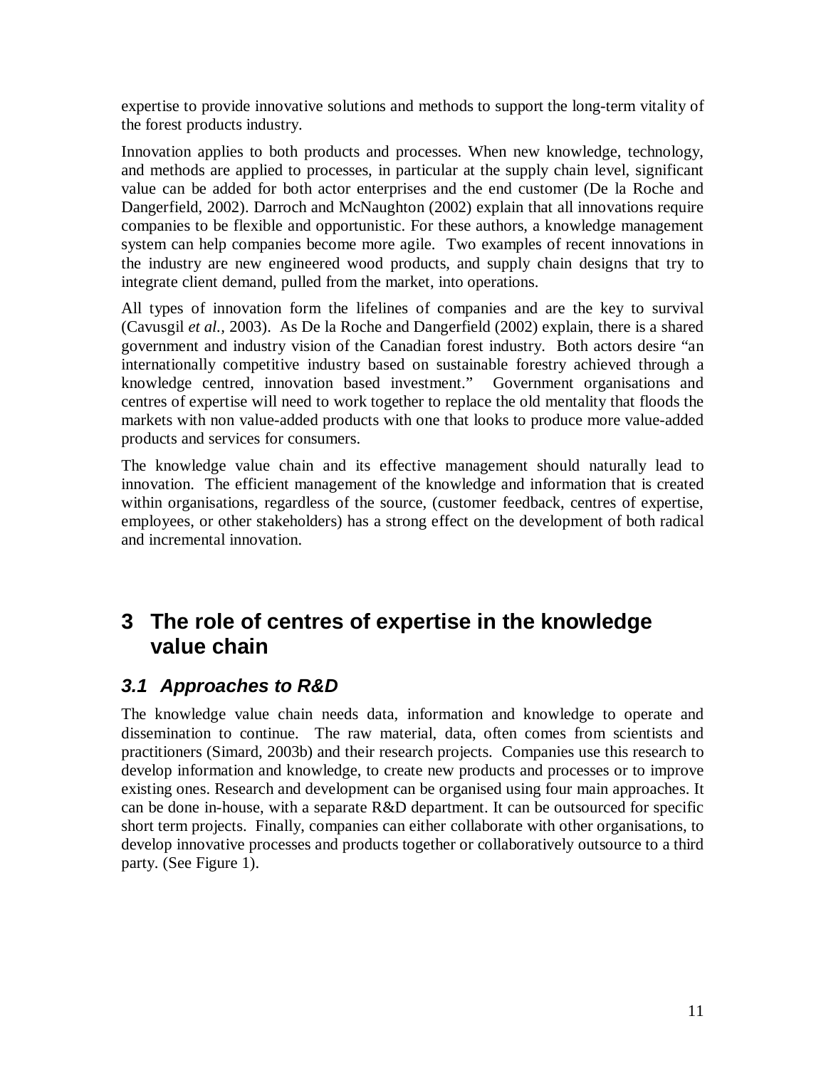expertise to provide innovative solutions and methods to support the long-term vitality of the forest products industry.

Innovation applies to both products and processes. When new knowledge, technology, and methods are applied to processes, in particular at the supply chain level, significant value can be added for both actor enterprises and the end customer (De la Roche and Dangerfield, 2002). Darroch and McNaughton (2002) explain that all innovations require companies to be flexible and opportunistic. For these authors, a knowledge management system can help companies become more agile. Two examples of recent innovations in the industry are new engineered wood products, and supply chain designs that try to integrate client demand, pulled from the market, into operations.

All types of innovation form the lifelines of companies and are the key to survival (Cavusgil *et al.*, 2003). As De la Roche and Dangerfield (2002) explain, there is a shared government and industry vision of the Canadian forest industry. Both actors desire "an internationally competitive industry based on sustainable forestry achieved through a knowledge centred, innovation based investment." Government organisations and centres of expertise will need to work together to replace the old mentality that floods the markets with non value-added products with one that looks to produce more value-added products and services for consumers.

The knowledge value chain and its effective management should naturally lead to innovation. The efficient management of the knowledge and information that is created within organisations, regardless of the source, (customer feedback, centres of expertise, employees, or other stakeholders) has a strong effect on the development of both radical and incremental innovation.

# 3 The role of centres of expertise in the knowledge value chain

## *3.1 Approaches to R&D*

The knowledge value chain needs data, information and knowledge to operate and dissemination to continue. The raw material, data, often comes from scientists and practitioners (Simard, 2003b) and their research projects. Companies use this research to develop information and knowledge, to create new products and processes or to improve existing ones. Research and development can be organised using four main approaches. It can be done in-house, with a separate R&D department. It can be outsourced for specific short term projects. Finally, companies can either collaborate with other organisations, to develop innovative processes and products together or collaboratively outsource to a third party. (See Figure 1).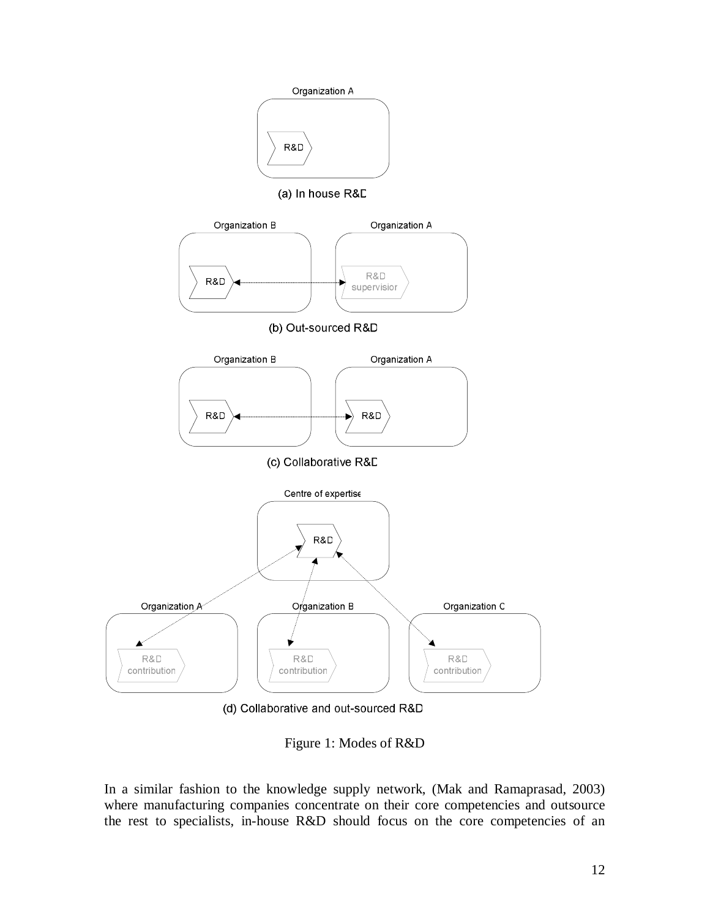Figure 1: Modes of R&D

In a similar fashion to the knowledge supply network, (Mak and Ramaprasad, 2003) where manufacturing companies concentrate on their core competencies and outsource the rest to specialists, in-house R&D should focus on the core competencies of an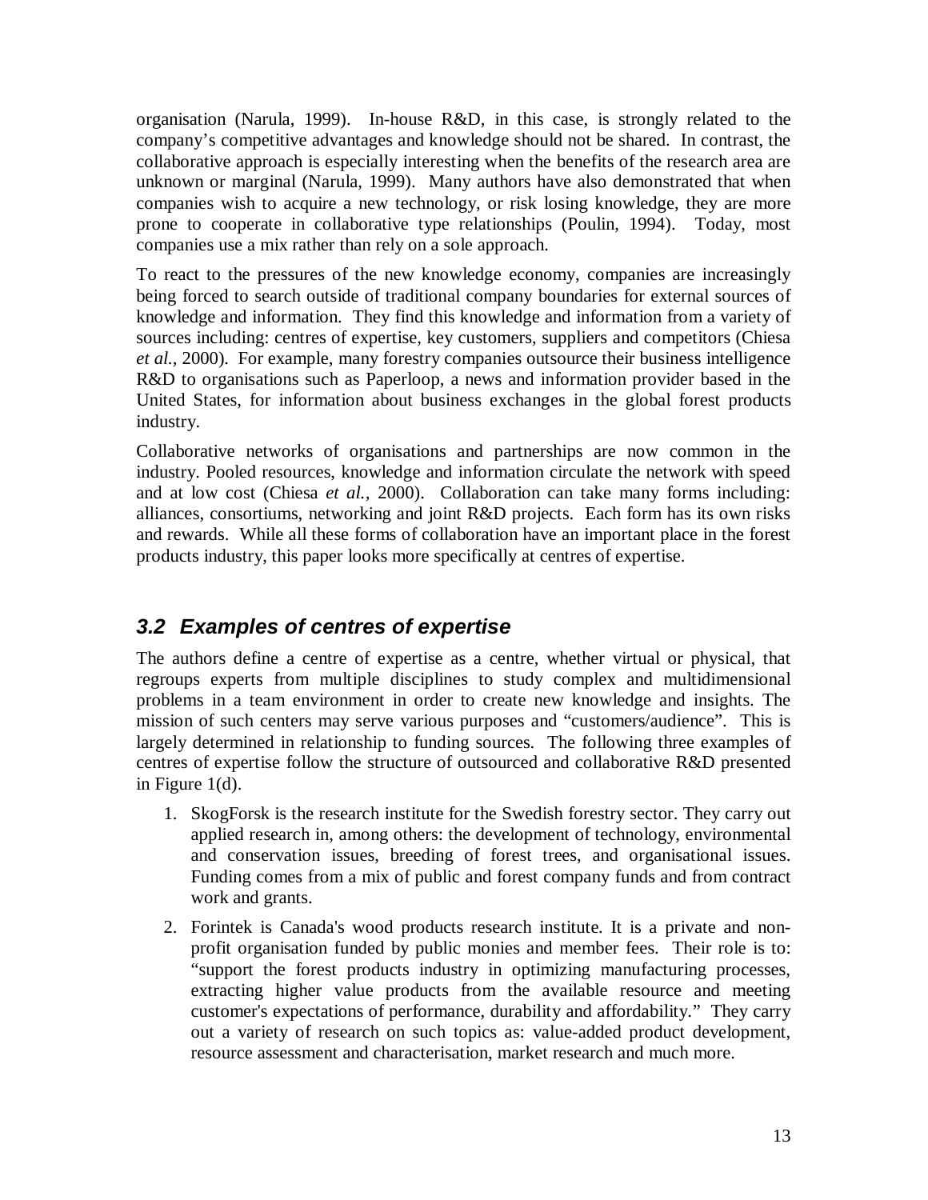organisation (Narula, 1999). In-house R&D, in this case, is strongly related to the company's competitive advantages and knowledge should not be shared. In contrast, the collaborative approach is especially interesting when the benefits of the research area are unknown or marginal (Narula, 1999). Many authors have also demonstrated that when companies wish to acquire a new technology, or risk losing knowledge, they are more prone to cooperate in collaborative type relationships (Poulin, 1994). Today, most companies use a mix rather than rely on a sole approach.

To react to the pressures of the new knowledge economy, companies are increasingly being forced to search outside of traditional company boundaries for external sources of knowledge and information. They find this knowledge and information from a variety of sources including: centres of expertise, key customers, suppliers and competitors (Chiesa *et al.*, 2000). For example, many forestry companies outsource their business intelligence R&D to organisations such as Paperloop, a news and information provider based in the United States, for information about business exchanges in the global forest products industry.

Collaborative networks of organisations and partnerships are now common in the industry. Pooled resources, knowledge and information circulate the network with speed and at low cost (Chiesa *et al.*, 2000). Collaboration can take many forms including: alliances, consortiums, networking and joint R&D projects. Each form has its own risks and rewards. While all these forms of collaboration have an important place in the forest products industry, this paper looks more specifically at centres of expertise.

## 3.2 Examples of centres of expertise

The authors define a centre of expertise as a centre, whether virtual or physical, that regroups experts from multiple disciplines to study complex and multidimensional problems in a team environment in order to create new knowledge and insights. The mission of such centers may serve various purposes and "customers/audience". This is largely determined in relationship to funding sources. The following three examples of centres of expertise follow the structure of outsourced and collaborative R&D presented in Figure 1(d).

1. SkogForsk is the research institute for the Swedish forestry sector. They carry out applied research in, among others: the development of technology, environmental and conservation issues, breeding of forest trees, and organisational issues. Funding comes from a mix of public and forest company funds and from contract work and grants.
2. Forintek is Canada's wood products research institute. It is a private and non-profit organisation funded by public monies and member fees. Their role is to: "support the forest products industry in optimizing manufacturing processes, extracting higher value products from the available resource and meeting customer's expectations of performance, durability and affordability." They carry out a variety of research on such topics as: value-added product development, resource assessment and characterisation, market research and much more.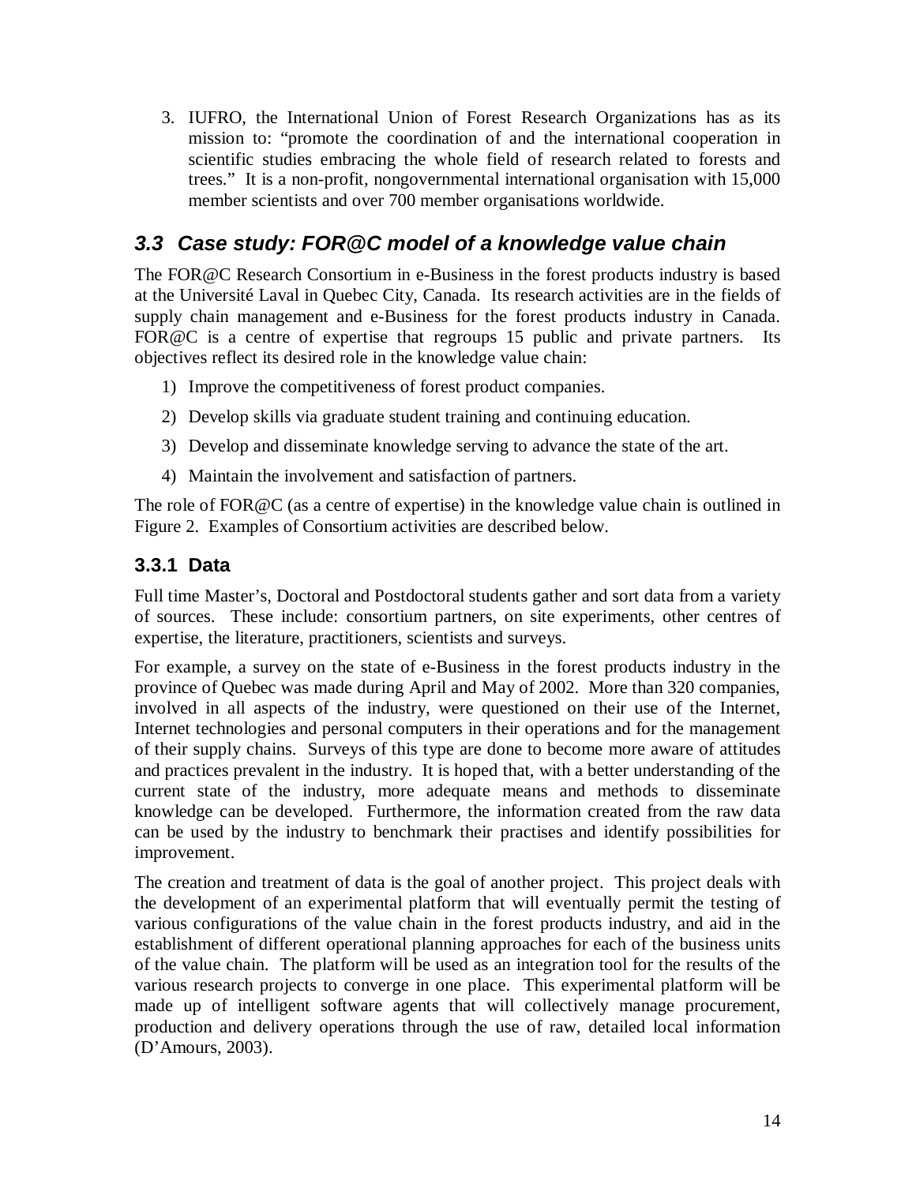3. IUFRO, the International Union of Forest Research Organizations has as its mission to: "promote the coordination of and the international cooperation in scientific studies embracing the whole field of research related to forests and trees." It is a non-profit, nongovernmental international organisation with 15,000 member scientists and over 700 member organisations worldwide.

## *3.3 Case study: FOR@C model of a knowledge value chain*

The FOR@C Research Consortium in e-Business in the forest products industry is based at the Université Laval in Quebec City, Canada. Its research activities are in the fields of supply chain management and e-Business for the forest products industry in Canada. FOR@C is a centre of expertise that regroups 15 public and private partners. Its objectives reflect its desired role in the knowledge value chain:

1) Improve the competitiveness of forest product companies.
2) Develop skills via graduate student training and continuing education.
3) Develop and disseminate knowledge serving to advance the state of the art.
4) Maintain the involvement and satisfaction of partners.

The role of FOR@C (as a centre of expertise) in the knowledge value chain is outlined in Figure 2. Examples of Consortium activities are described below.

### 3.3.1 Data

Full time Master's, Doctoral and Postdoctoral students gather and sort data from a variety of sources. These include: consortium partners, on site experiments, other centres of expertise, the literature, practitioners, scientists and surveys.

For example, a survey on the state of e-Business in the forest products industry in the province of Quebec was made during April and May of 2002. More than 320 companies, involved in all aspects of the industry, were questioned on their use of the Internet, Internet technologies and personal computers in their operations and for the management of their supply chains. Surveys of this type are done to become more aware of attitudes and practices prevalent in the industry. It is hoped that, with a better understanding of the current state of the industry, more adequate means and methods to disseminate knowledge can be developed. Furthermore, the information created from the raw data can be used by the industry to benchmark their practises and identify possibilities for improvement.

The creation and treatment of data is the goal of another project. This project deals with the development of an experimental platform that will eventually permit the testing of various configurations of the value chain in the forest products industry, and aid in the establishment of different operational planning approaches for each of the business units of the value chain. The platform will be used as an integration tool for the results of the various research projects to converge in one place. This experimental platform will be made up of intelligent software agents that will collectively manage procurement, production and delivery operations through the use of raw, detailed local information (D'Amours, 2003).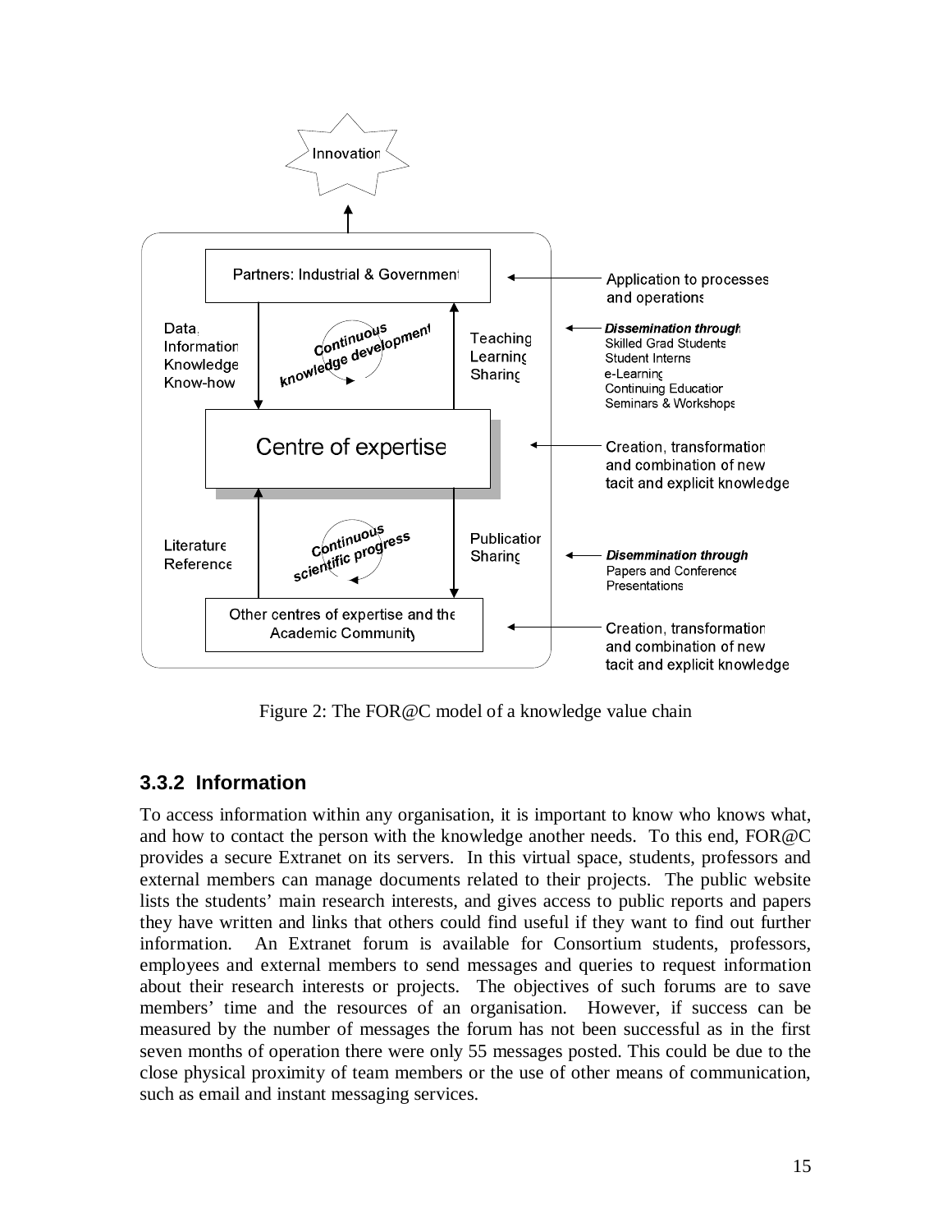Figure 2: The FOR@C model of a knowledge value chain

### 3.3.2 Information

To access information within any organisation, it is important to know who knows what, and how to contact the person with the knowledge another needs. To this end, FOR@C provides a secure Extranet on its servers. In this virtual space, students, professors and external members can manage documents related to their projects. The public website lists the students' main research interests, and gives access to public reports and papers they have written and links that others could find useful if they want to find out further information. An Extranet forum is available for Consortium students, professors, employees and external members to send messages and queries to request information about their research interests or projects. The objectives of such forums are to save members' time and the resources of an organisation. However, if success can be measured by the number of messages the forum has not been successful as in the first seven months of operation there were only 55 messages posted. This could be due to the close physical proximity of team members or the use of other means of communication, such as email and instant messaging services.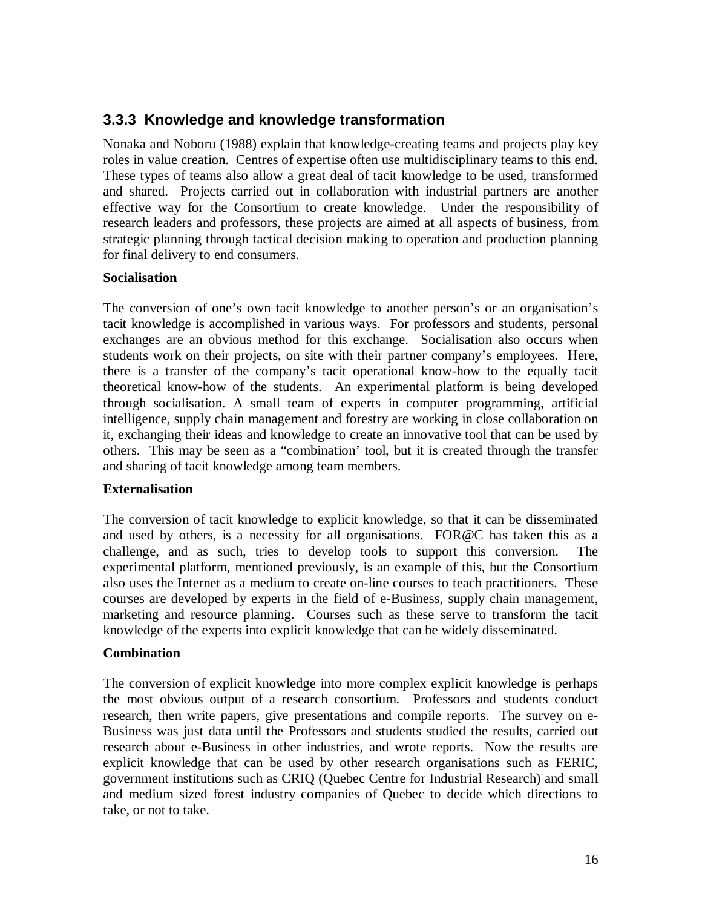### 3.3.3 Knowledge and knowledge transformation

Nonaka and Noboru (1988) explain that knowledge-creating teams and projects play key roles in value creation. Centres of expertise often use multidisciplinary teams to this end. These types of teams also allow a great deal of tacit knowledge to be used, transformed and shared. Projects carried out in collaboration with industrial partners are another effective way for the Consortium to create knowledge. Under the responsibility of research leaders and professors, these projects are aimed at all aspects of business, from strategic planning through tactical decision making to operation and production planning for final delivery to end consumers.

**Socialisation**

The conversion of one's own tacit knowledge to another person's or an organisation's tacit knowledge is accomplished in various ways. For professors and students, personal exchanges are an obvious method for this exchange. Socialisation also occurs when students work on their projects, on site with their partner company's employees. Here, there is a transfer of the company's tacit operational know-how to the equally tacit theoretical know-how of the students. An experimental platform is being developed through socialisation. A small team of experts in computer programming, artificial intelligence, supply chain management and forestry are working in close collaboration on it, exchanging their ideas and knowledge to create an innovative tool that can be used by others. This may be seen as a "combination' tool, but it is created through the transfer and sharing of tacit knowledge among team members.

**Externalisation**

The conversion of tacit knowledge to explicit knowledge, so that it can be disseminated and used by others, is a necessity for all organisations. FOR@C has taken this as a challenge, and as such, tries to develop tools to support this conversion. The experimental platform, mentioned previously, is an example of this, but the Consortium also uses the Internet as a medium to create on-line courses to teach practitioners. These courses are developed by experts in the field of e-Business, supply chain management, marketing and resource planning. Courses such as these serve to transform the tacit knowledge of the experts into explicit knowledge that can be widely disseminated.

**Combination**

The conversion of explicit knowledge into more complex explicit knowledge is perhaps the most obvious output of a research consortium. Professors and students conduct research, then write papers, give presentations and compile reports. The survey on e-Business was just data until the Professors and students studied the results, carried out research about e-Business in other industries, and wrote reports. Now the results are explicit knowledge that can be used by other research organisations such as FERIC, government institutions such as CRIQ (Quebec Centre for Industrial Research) and small and medium sized forest industry companies of Quebec to decide which directions to take, or not to take.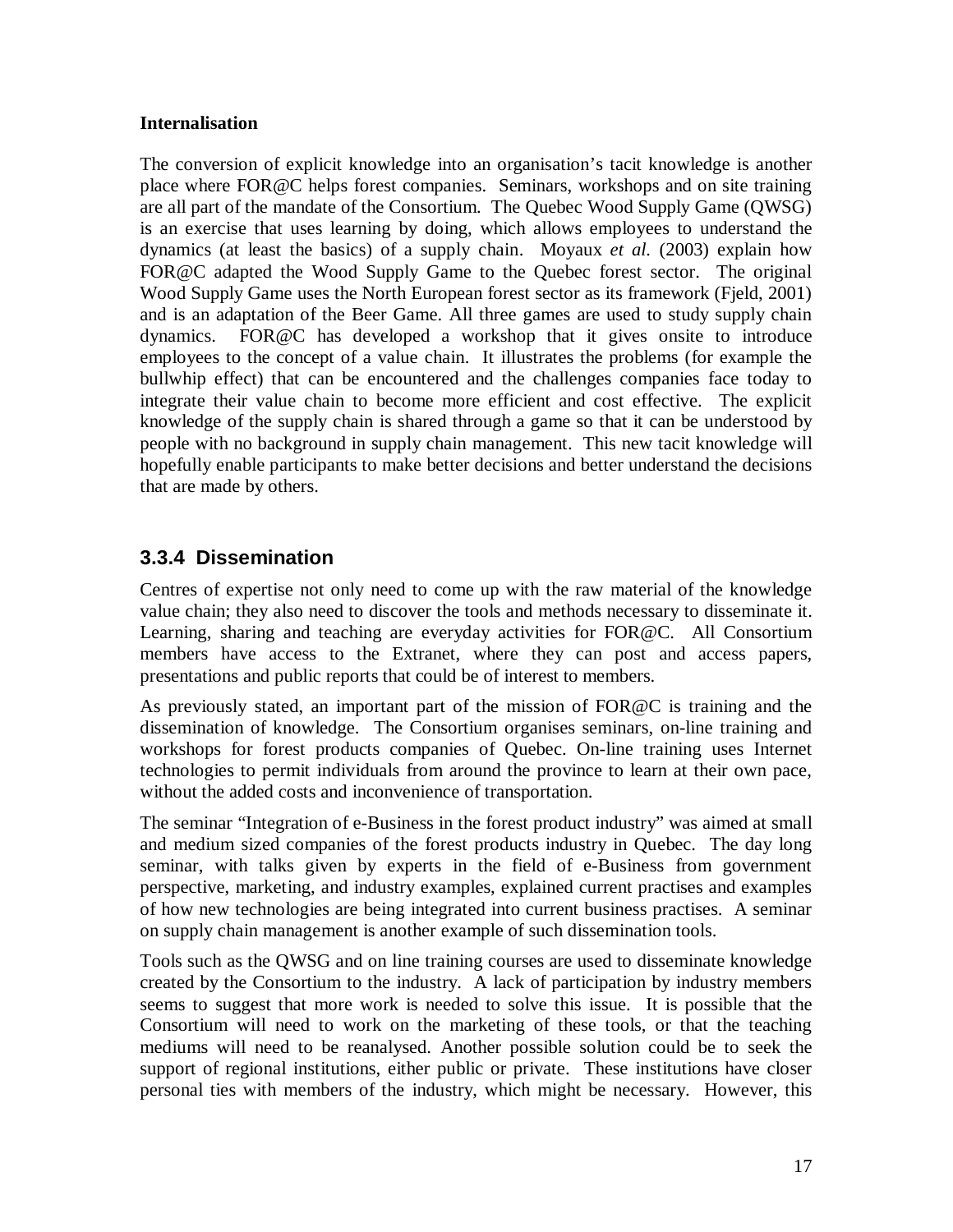**Internalisation**

The conversion of explicit knowledge into an organisation's tacit knowledge is another place where FOR@C helps forest companies. Seminars, workshops and on site training are all part of the mandate of the Consortium. The Quebec Wood Supply Game (QWSG) is an exercise that uses learning by doing, which allows employees to understand the dynamics (at least the basics) of a supply chain. Moyaux *et al.* (2003) explain how FOR@C adapted the Wood Supply Game to the Quebec forest sector. The original Wood Supply Game uses the North European forest sector as its framework (Fjeld, 2001) and is an adaptation of the Beer Game. All three games are used to study supply chain dynamics. FOR@C has developed a workshop that it gives onsite to introduce employees to the concept of a value chain. It illustrates the problems (for example the bullwhip effect) that can be encountered and the challenges companies face today to integrate their value chain to become more efficient and cost effective. The explicit knowledge of the supply chain is shared through a game so that it can be understood by people with no background in supply chain management. This new tacit knowledge will hopefully enable participants to make better decisions and better understand the decisions that are made by others.

### 3.3.4 Dissemination

Centres of expertise not only need to come up with the raw material of the knowledge value chain; they also need to discover the tools and methods necessary to disseminate it. Learning, sharing and teaching are everyday activities for FOR@C. All Consortium members have access to the Extranet, where they can post and access papers, presentations and public reports that could be of interest to members.

As previously stated, an important part of the mission of FOR@C is training and the dissemination of knowledge. The Consortium organises seminars, on-line training and workshops for forest products companies of Quebec. On-line training uses Internet technologies to permit individuals from around the province to learn at their own pace, without the added costs and inconvenience of transportation.

The seminar "Integration of e-Business in the forest product industry" was aimed at small and medium sized companies of the forest products industry in Quebec. The day long seminar, with talks given by experts in the field of e-Business from government perspective, marketing, and industry examples, explained current practises and examples of how new technologies are being integrated into current business practises. A seminar on supply chain management is another example of such dissemination tools.

Tools such as the QWSG and on line training courses are used to disseminate knowledge created by the Consortium to the industry. A lack of participation by industry members seems to suggest that more work is needed to solve this issue. It is possible that the Consortium will need to work on the marketing of these tools, or that the teaching mediums will need to be reanalysed. Another possible solution could be to seek the support of regional institutions, either public or private. These institutions have closer personal ties with members of the industry, which might be necessary. However, this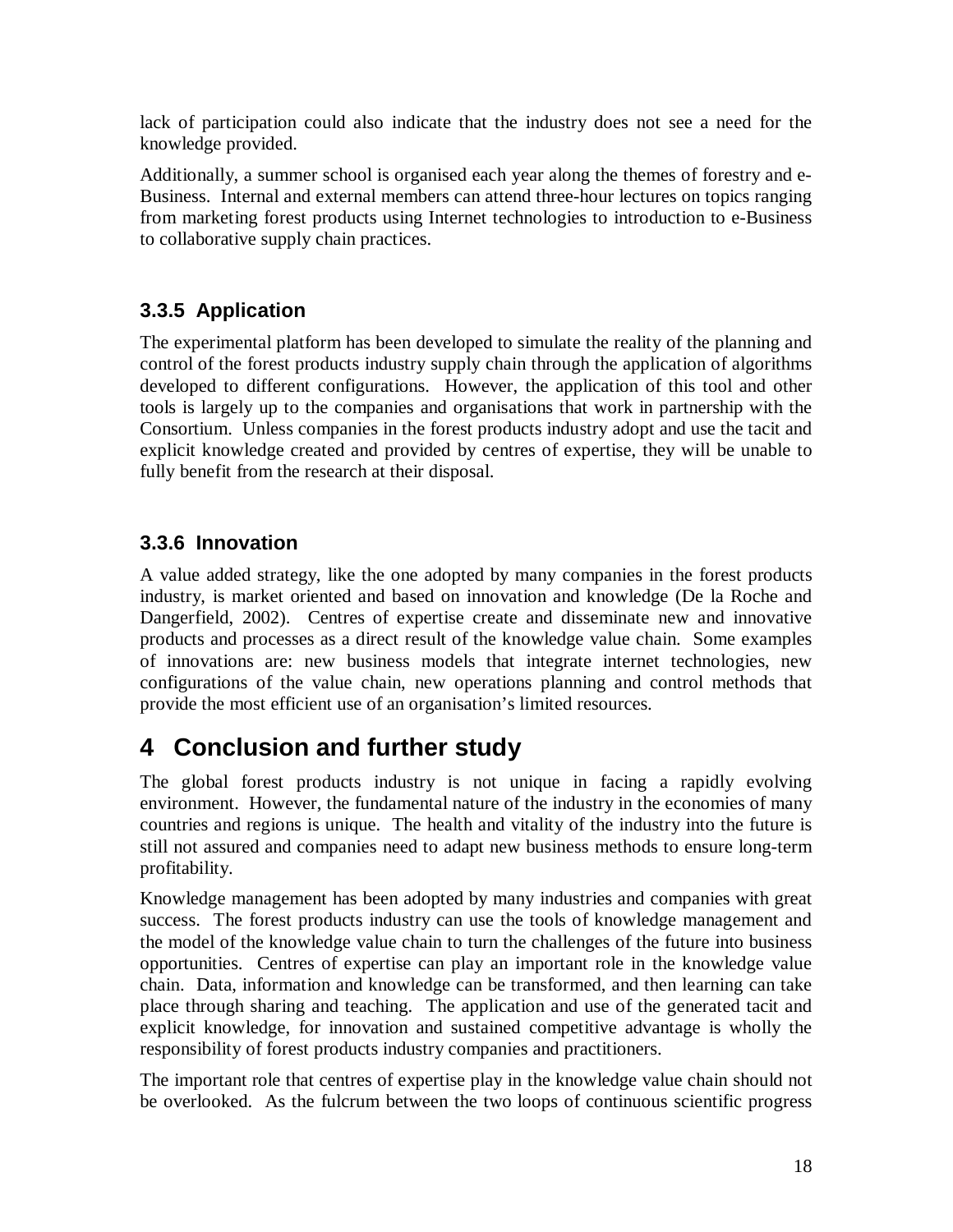lack of participation could also indicate that the industry does not see a need for the knowledge provided.

Additionally, a summer school is organised each year along the themes of forestry and e-Business. Internal and external members can attend three-hour lectures on topics ranging from marketing forest products using Internet technologies to introduction to e-Business to collaborative supply chain practices.

### 3.3.5 Application

The experimental platform has been developed to simulate the reality of the planning and control of the forest products industry supply chain through the application of algorithms developed to different configurations. However, the application of this tool and other tools is largely up to the companies and organisations that work in partnership with the Consortium. Unless companies in the forest products industry adopt and use the tacit and explicit knowledge created and provided by centres of expertise, they will be unable to fully benefit from the research at their disposal.

### 3.3.6 Innovation

A value added strategy, like the one adopted by many companies in the forest products industry, is market oriented and based on innovation and knowledge (De la Roche and Dangerfield, 2002). Centres of expertise create and disseminate new and innovative products and processes as a direct result of the knowledge value chain. Some examples of innovations are: new business models that integrate internet technologies, new configurations of the value chain, new operations planning and control methods that provide the most efficient use of an organisation's limited resources.

# 4 Conclusion and further study

The global forest products industry is not unique in facing a rapidly evolving environment. However, the fundamental nature of the industry in the economies of many countries and regions is unique. The health and vitality of the industry into the future is still not assured and companies need to adapt new business methods to ensure long-term profitability.

Knowledge management has been adopted by many industries and companies with great success. The forest products industry can use the tools of knowledge management and the model of the knowledge value chain to turn the challenges of the future into business opportunities. Centres of expertise can play an important role in the knowledge value chain. Data, information and knowledge can be transformed, and then learning can take place through sharing and teaching. The application and use of the generated tacit and explicit knowledge, for innovation and sustained competitive advantage is wholly the responsibility of forest products industry companies and practitioners.

The important role that centres of expertise play in the knowledge value chain should not be overlooked. As the fulcrum between the two loops of continuous scientific progress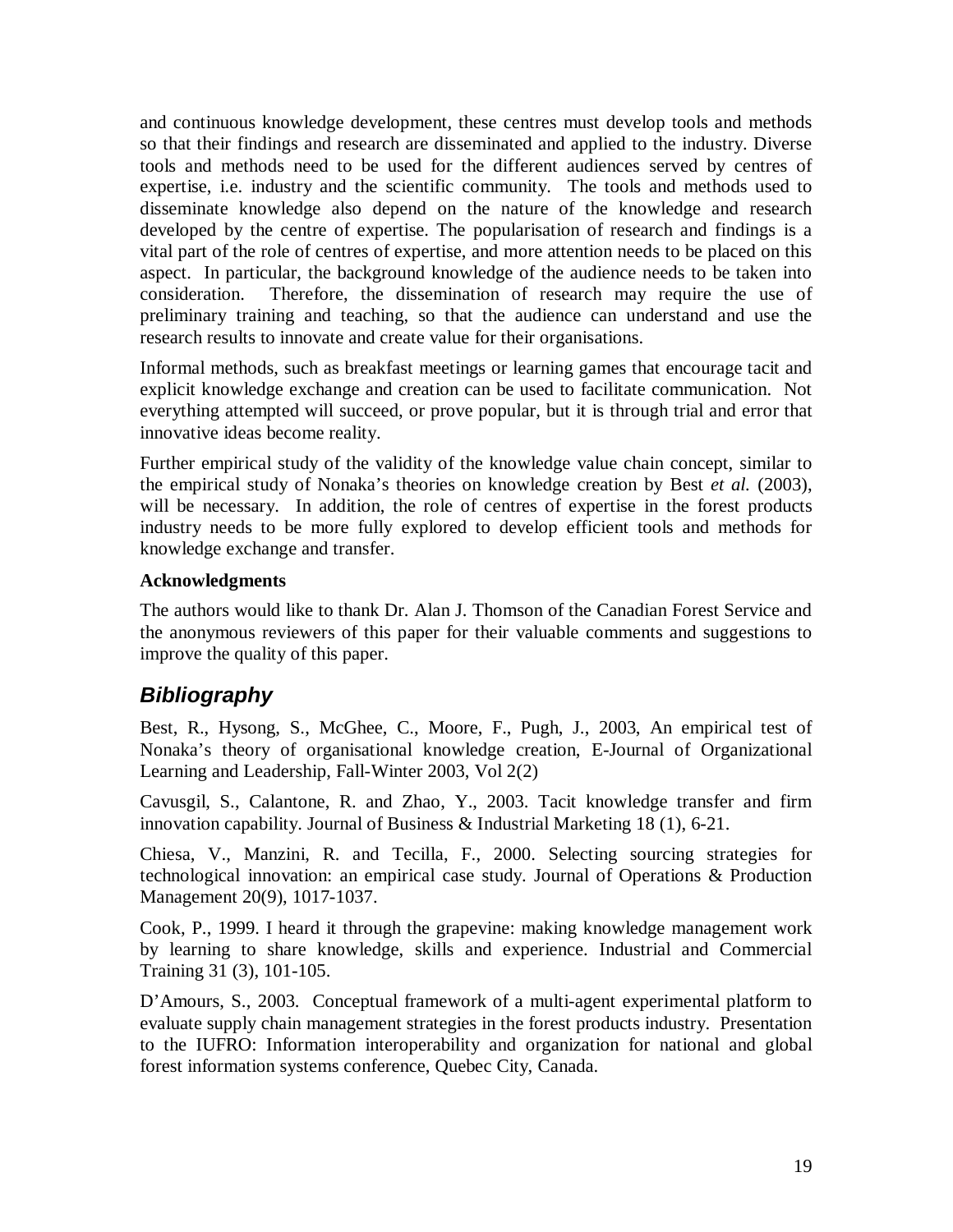and continuous knowledge development, these centres must develop tools and methods so that their findings and research are disseminated and applied to the industry. Diverse tools and methods need to be used for the different audiences served by centres of expertise, i.e. industry and the scientific community. The tools and methods used to disseminate knowledge also depend on the nature of the knowledge and research developed by the centre of expertise. The popularisation of research and findings is a vital part of the role of centres of expertise, and more attention needs to be placed on this aspect. In particular, the background knowledge of the audience needs to be taken into consideration. Therefore, the dissemination of research may require the use of preliminary training and teaching, so that the audience can understand and use the research results to innovate and create value for their organisations.

Informal methods, such as breakfast meetings or learning games that encourage tacit and explicit knowledge exchange and creation can be used to facilitate communication. Not everything attempted will succeed, or prove popular, but it is through trial and error that innovative ideas become reality.

Further empirical study of the validity of the knowledge value chain concept, similar to the empirical study of Nonaka's theories on knowledge creation by Best *et al.* (2003), will be necessary. In addition, the role of centres of expertise in the forest products industry needs to be more fully explored to develop efficient tools and methods for knowledge exchange and transfer.

**Acknowledgments**

The authors would like to thank Dr. Alan J. Thomson of the Canadian Forest Service and the anonymous reviewers of this paper for their valuable comments and suggestions to improve the quality of this paper.

## *Bibliography*

Best, R., Hysong, S., McGhee, C., Moore, F., Pugh, J., 2003, An empirical test of Nonaka's theory of organisational knowledge creation, E-Journal of Organizational Learning and Leadership, Fall-Winter 2003, Vol 2(2)

Cavusgil, S., Calantone, R. and Zhao, Y., 2003. Tacit knowledge transfer and firm innovation capability. Journal of Business & Industrial Marketing 18 (1), 6-21.

Chiesa, V., Manzini, R. and Tecilla, F., 2000. Selecting sourcing strategies for technological innovation: an empirical case study. Journal of Operations & Production Management 20(9), 1017-1037.

Cook, P., 1999. I heard it through the grapevine: making knowledge management work by learning to share knowledge, skills and experience. Industrial and Commercial Training 31 (3), 101-105.

D'Amours, S., 2003. Conceptual framework of a multi-agent experimental platform to evaluate supply chain management strategies in the forest products industry. Presentation to the IUFRO: Information interoperability and organization for national and global forest information systems conference, Quebec City, Canada.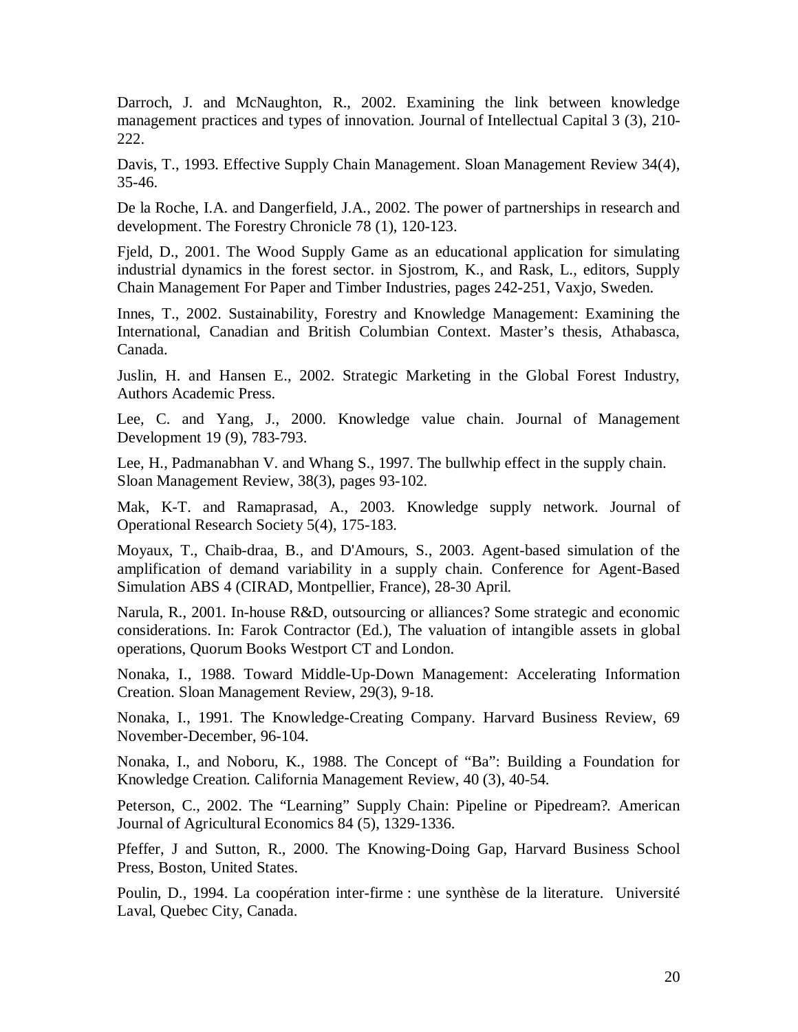Darroch, J. and McNaughton, R., 2002. Examining the link between knowledge management practices and types of innovation. Journal of Intellectual Capital 3 (3), 210-222.

Davis, T., 1993. Effective Supply Chain Management. Sloan Management Review 34(4), 35-46.

De la Roche, I.A. and Dangerfield, J.A., 2002. The power of partnerships in research and development. The Forestry Chronicle 78 (1), 120-123.

Fjeld, D., 2001. The Wood Supply Game as an educational application for simulating industrial dynamics in the forest sector. in Sjostrom, K., and Rask, L., editors, Supply Chain Management For Paper and Timber Industries, pages 242-251, Vaxjo, Sweden.

Innes, T., 2002. Sustainability, Forestry and Knowledge Management: Examining the International, Canadian and British Columbian Context. Master's thesis, Athabasca, Canada.

Juslin, H. and Hansen E., 2002. Strategic Marketing in the Global Forest Industry, Authors Academic Press.

Lee, C. and Yang, J., 2000. Knowledge value chain. Journal of Management Development 19 (9), 783-793.

Lee, H., Padmanabhan V. and Whang S., 1997. The bullwhip effect in the supply chain. Sloan Management Review, 38(3), pages 93-102.

Mak, K-T. and Ramaprasad, A., 2003. Knowledge supply network. Journal of Operational Research Society 5(4), 175-183.

Moyaux, T., Chaib-draa, B., and D'Amours, S., 2003. Agent-based simulation of the amplification of demand variability in a supply chain. Conference for Agent-Based Simulation ABS 4 (CIRAD, Montpellier, France), 28-30 April.

Narula, R., 2001. In-house R&D, outsourcing or alliances? Some strategic and economic considerations. In: Farok Contractor (Ed.), The valuation of intangible assets in global operations, Quorum Books Westport CT and London.

Nonaka, I., 1988. Toward Middle-Up-Down Management: Accelerating Information Creation. Sloan Management Review, 29(3), 9-18.

Nonaka, I., 1991. The Knowledge-Creating Company. Harvard Business Review, 69 November-December, 96-104.

Nonaka, I., and Noboru, K., 1988. The Concept of "Ba": Building a Foundation for Knowledge Creation. California Management Review, 40 (3), 40-54.

Peterson, C., 2002. The "Learning" Supply Chain: Pipeline or Pipedream?. American Journal of Agricultural Economics 84 (5), 1329-1336.

Pfeffer, J and Sutton, R., 2000. The Knowing-Doing Gap, Harvard Business School Press, Boston, United States.

Poulin, D., 1994. La coopération inter-firme : une synthèse de la literature. Université Laval, Quebec City, Canada.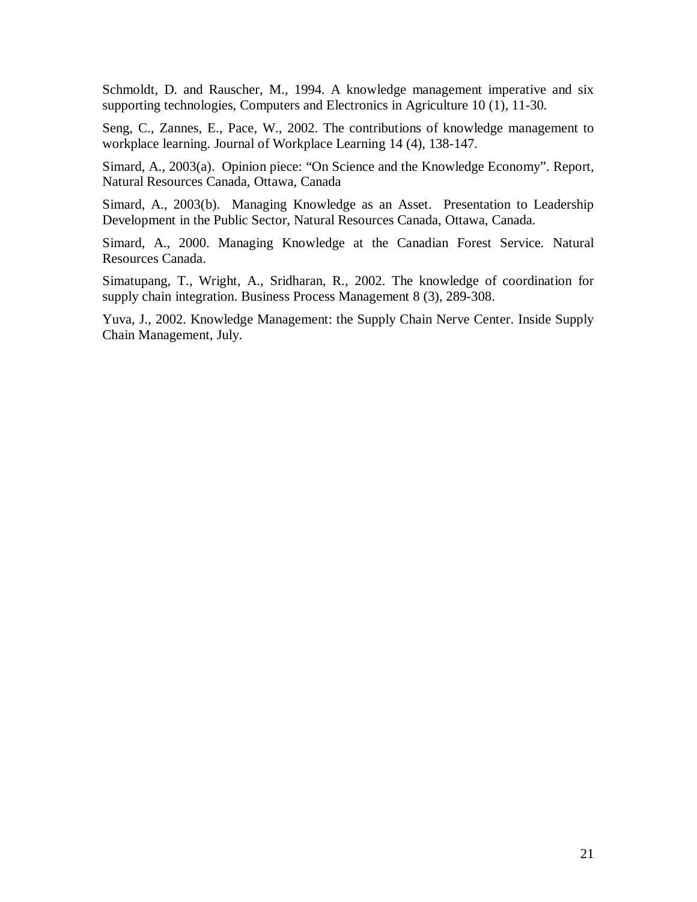Schmoldt, D. and Rauscher, M., 1994. A knowledge management imperative and six supporting technologies, Computers and Electronics in Agriculture 10 (1), 11-30.

Seng, C., Zannes, E., Pace, W., 2002. The contributions of knowledge management to workplace learning. Journal of Workplace Learning 14 (4), 138-147.

Simard, A., 2003(a). Opinion piece: “On Science and the Knowledge Economy”. Report, Natural Resources Canada, Ottawa, Canada

Simard, A., 2003(b). Managing Knowledge as an Asset. Presentation to Leadership Development in the Public Sector, Natural Resources Canada, Ottawa, Canada.

Simard, A., 2000. Managing Knowledge at the Canadian Forest Service. Natural Resources Canada.

Simatupang, T., Wright, A., Sridharan, R., 2002. The knowledge of coordination for supply chain integration. Business Process Management 8 (3), 289-308.

Yuva, J., 2002. Knowledge Management: the Supply Chain Nerve Center. Inside Supply Chain Management, July.